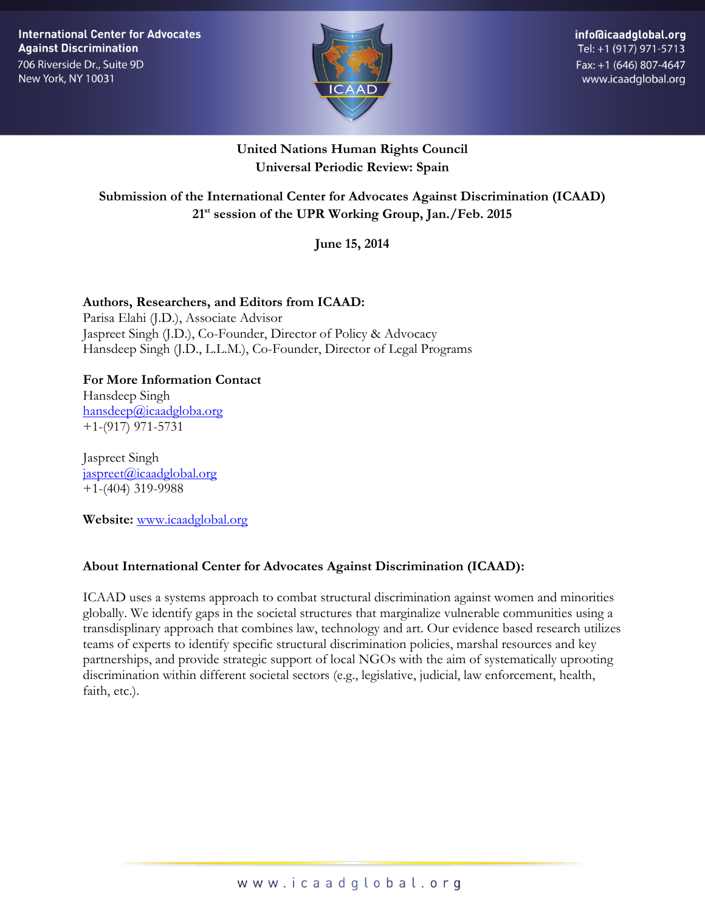International Center for Advocates Against Discrimination
706 Riverside Dr., Suite 9D
New York, NY 10031

info@icaadglobal.org
Tel: +1 (917) 971-5713
Fax: +1 (646) 807-4647
www.icaadglobal.org

**United Nations Human Rights Council**
**Universal Periodic Review: Spain**

**Submission of the International Center for Advocates Against Discrimination (ICAAD)**
**21st session of the UPR Working Group, Jan./Feb. 2015**

**June 15, 2014**

**Authors, Researchers, and Editors from ICAAD:**
Parisa Elahi (J.D.), Associate Advisor
Jaspreet Singh (J.D.), Co-Founder, Director of Policy & Advocacy
Hansdeep Singh (J.D., L.L.M.), Co-Founder, Director of Legal Programs

**For More Information Contact**
Hansdeep Singh
hansdeep@icaadgloba.org
+1-(917) 971-5731

Jaspreet Singh
jaspreet@icaadglobal.org
+1-(404) 319-9988

**Website:** www.icaadglobal.org

**About International Center for Advocates Against Discrimination (ICAAD):**

ICAAD uses a systems approach to combat structural discrimination against women and minorities globally. We identify gaps in the societal structures that marginalize vulnerable communities using a transdisplinary approach that combines law, technology and art. Our evidence based research utilizes teams of experts to identify specific structural discrimination policies, marshal resources and key partnerships, and provide strategic support of local NGOs with the aim of systematically uprooting discrimination within different societal sectors (e.g., legislative, judicial, law enforcement, health, faith, etc.).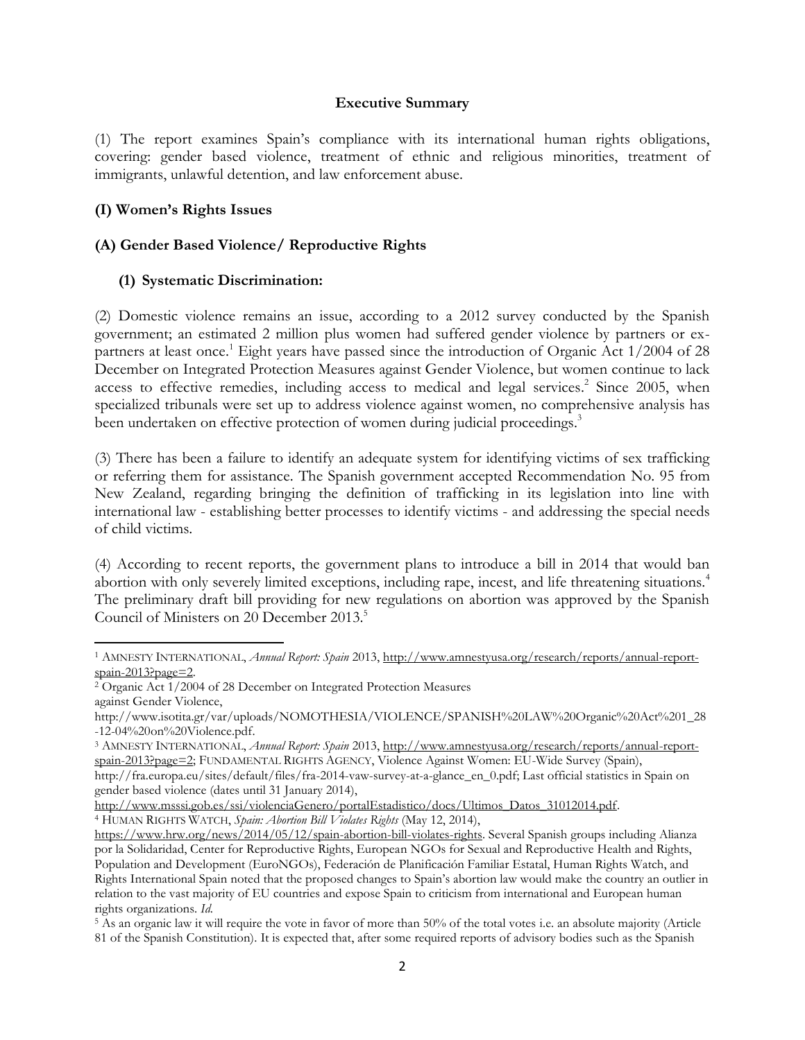**Executive Summary**

(1) The report examines Spain's compliance with its international human rights obligations, covering: gender based violence, treatment of ethnic and religious minorities, treatment of immigrants, unlawful detention, and law enforcement abuse.

## (I) Women's Rights Issues

### (A) Gender Based Violence/ Reproductive Rights

#### (1) Systematic Discrimination:

(2) Domestic violence remains an issue, according to a 2012 survey conducted by the Spanish government; an estimated 2 million plus women had suffered gender violence by partners or ex-partners at least once.[1] Eight years have passed since the introduction of Organic Act 1/2004 of 28 December on Integrated Protection Measures against Gender Violence, but women continue to lack access to effective remedies, including access to medical and legal services.[2] Since 2005, when specialized tribunals were set up to address violence against women, no comprehensive analysis has been undertaken on effective protection of women during judicial proceedings.[3]

(3) There has been a failure to identify an adequate system for identifying victims of sex trafficking or referring them for assistance. The Spanish government accepted Recommendation No. 95 from New Zealand, regarding bringing the definition of trafficking in its legislation into line with international law - establishing better processes to identify victims - and addressing the special needs of child victims.

(4) According to recent reports, the government plans to introduce a bill in 2014 that would ban abortion with only severely limited exceptions, including rape, incest, and life threatening situations.[4] The preliminary draft bill providing for new regulations on abortion was approved by the Spanish Council of Ministers on 20 December 2013.[5]

---

[1] AMNESTY INTERNATIONAL, *Annual Report: Spain* 2013, http://www.amnestyusa.org/research/reports/annual-report-spain-2013?page=2.

[2] Organic Act 1/2004 of 28 December on Integrated Protection Measures against Gender Violence, http://www.isotita.gr/var/uploads/NOMOTHESIA/VIOLENCE/SPANISH%20LAW%20Organic%20Act%201_28-12-04%20on%20Violence.pdf.

[3] AMNESTY INTERNATIONAL, *Annual Report: Spain* 2013, http://www.amnestyusa.org/research/reports/annual-report-spain-2013?page=2; FUNDAMENTAL RIGHTS AGENCY, Violence Against Women: EU-Wide Survey (Spain), http://fra.europa.eu/sites/default/files/fra-2014-vaw-survey-at-a-glance_en_0.pdf; Last official statistics in Spain on gender based violence (dates until 31 January 2014), http://www.msssi.gob.es/ssi/violenciaGenero/portalEstadistico/docs/Ultimos_Datos_31012014.pdf.

[4] HUMAN RIGHTS WATCH, *Spain: Abortion Bill Violates Rights* (May 12, 2014), https://www.hrw.org/news/2014/05/12/spain-abortion-bill-violates-rights. Several Spanish groups including Alianza por la Solidaridad, Center for Reproductive Rights, European NGOs for Sexual and Reproductive Health and Rights, Population and Development (EuroNGOs), Federación de Planificación Familiar Estatal, Human Rights Watch, and Rights International Spain noted that the proposed changes to Spain's abortion law would make the country an outlier in relation to the vast majority of EU countries and expose Spain to criticism from international and European human rights organizations. *Id.*

[5] As an organic law it will require the vote in favor of more than 50% of the total votes i.e. an absolute majority (Article 81 of the Spanish Constitution). It is expected that, after some required reports of advisory bodies such as the Spanish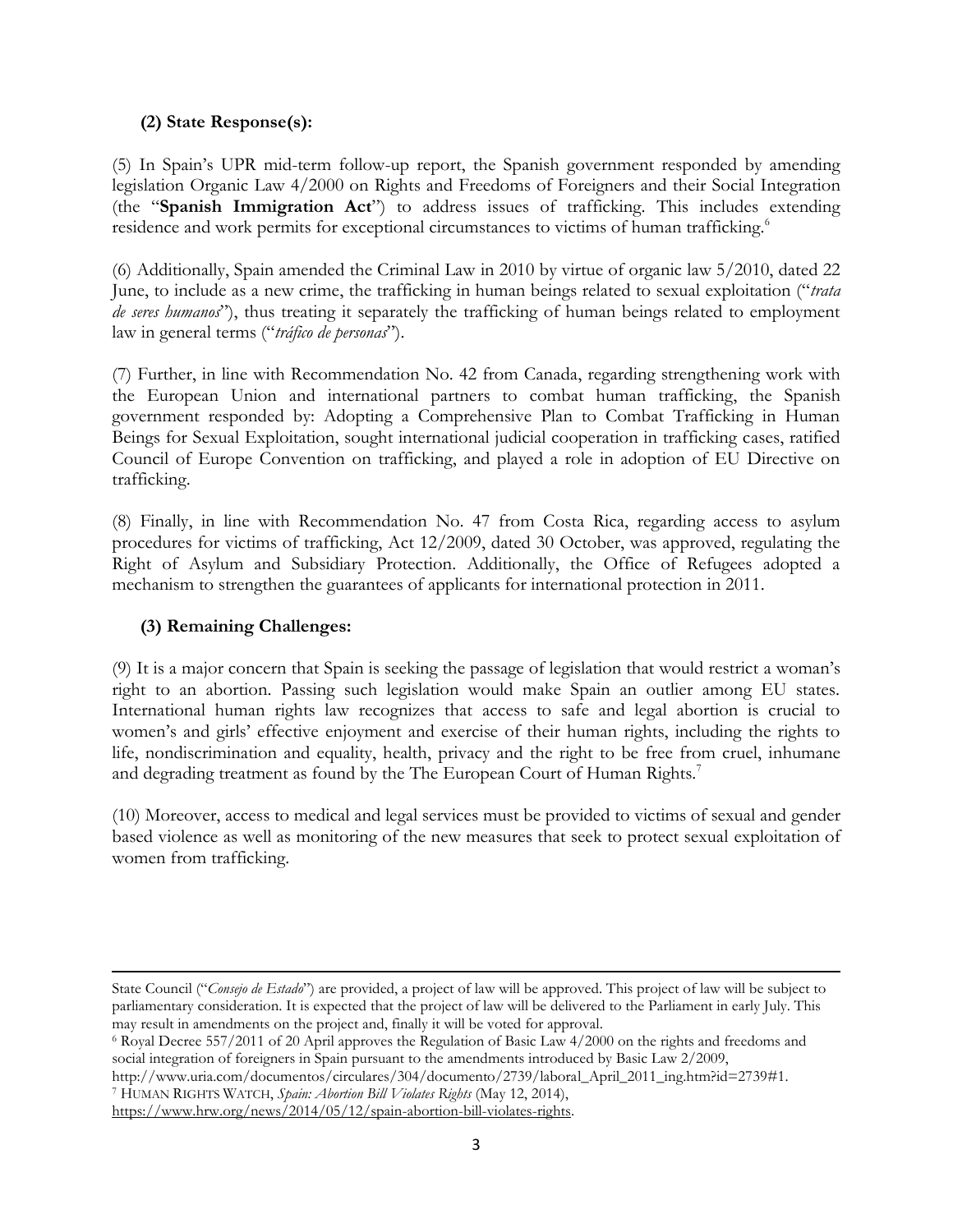### (2) State Response(s):

(5) In Spain's UPR mid-term follow-up report, the Spanish government responded by amending legislation Organic Law 4/2000 on Rights and Freedoms of Foreigners and their Social Integration (the "**Spanish Immigration Act**") to address issues of trafficking. This includes extending residence and work permits for exceptional circumstances to victims of human trafficking.[6]

(6) Additionally, Spain amended the Criminal Law in 2010 by virtue of organic law 5/2010, dated 22 June, to include as a new crime, the trafficking in human beings related to sexual exploitation ("*trata de seres humanos*"), thus treating it separately the trafficking of human beings related to employment law in general terms ("*tráfico de personas*").

(7) Further, in line with Recommendation No. 42 from Canada, regarding strengthening work with the European Union and international partners to combat human trafficking, the Spanish government responded by: Adopting a Comprehensive Plan to Combat Trafficking in Human Beings for Sexual Exploitation, sought international judicial cooperation in trafficking cases, ratified Council of Europe Convention on trafficking, and played a role in adoption of EU Directive on trafficking.

(8) Finally, in line with Recommendation No. 47 from Costa Rica, regarding access to asylum procedures for victims of trafficking, Act 12/2009, dated 30 October, was approved, regulating the Right of Asylum and Subsidiary Protection. Additionally, the Office of Refugees adopted a mechanism to strengthen the guarantees of applicants for international protection in 2011.

### (3) Remaining Challenges:

(9) It is a major concern that Spain is seeking the passage of legislation that would restrict a woman's right to an abortion. Passing such legislation would make Spain an outlier among EU states. International human rights law recognizes that access to safe and legal abortion is crucial to women's and girls' effective enjoyment and exercise of their human rights, including the rights to life, nondiscrimination and equality, health, privacy and the right to be free from cruel, inhumane and degrading treatment as found by the The European Court of Human Rights.[7]

(10) Moreover, access to medical and legal services must be provided to victims of sexual and gender based violence as well as monitoring of the new measures that seek to protect sexual exploitation of women from trafficking.

---

State Council ("*Consejo de Estado*") are provided, a project of law will be approved. This project of law will be subject to parliamentary consideration. It is expected that the project of law will be delivered to the Parliament in early July. This may result in amendments on the project and, finally it will be voted for approval.

[6] Royal Decree 557/2011 of 20 April approves the Regulation of Basic Law 4/2000 on the rights and freedoms and social integration of foreigners in Spain pursuant to the amendments introduced by Basic Law 2/2009, http://www.uria.com/documentos/circulares/304/documento/2739/laboral_April_2011_ing.htm?id=2739#1.

[7] HUMAN RIGHTS WATCH, *Spain: Abortion Bill Violates Rights* (May 12, 2014), https://www.hrw.org/news/2014/05/12/spain-abortion-bill-violates-rights.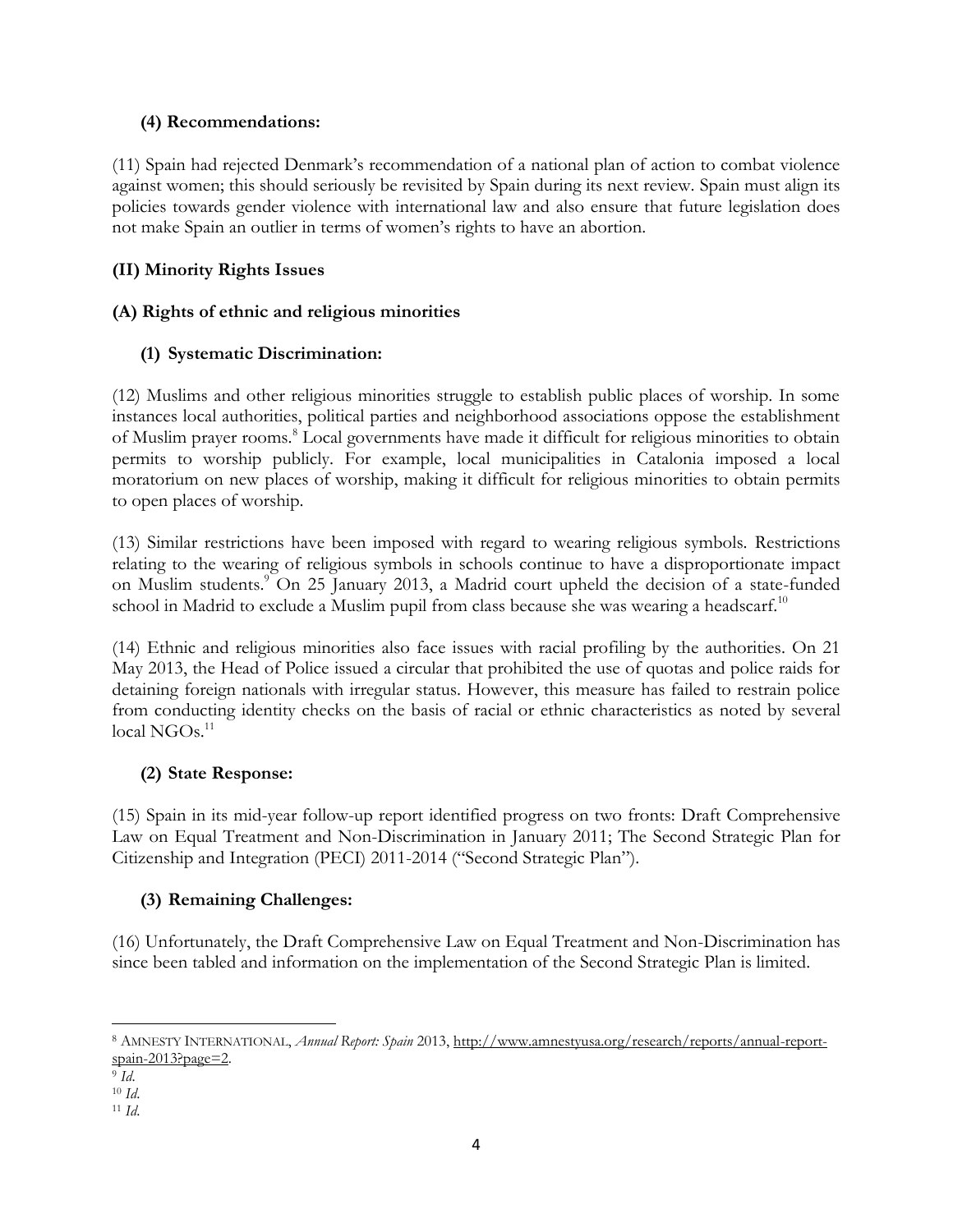### (4) Recommendations:

(11) Spain had rejected Denmark's recommendation of a national plan of action to combat violence against women; this should seriously be revisited by Spain during its next review. Spain must align its policies towards gender violence with international law and also ensure that future legislation does not make Spain an outlier in terms of women's rights to have an abortion.

## (II) Minority Rights Issues

## (A) Rights of ethnic and religious minorities

### (1) Systematic Discrimination:

(12) Muslims and other religious minorities struggle to establish public places of worship. In some instances local authorities, political parties and neighborhood associations oppose the establishment of Muslim prayer rooms.[8] Local governments have made it difficult for religious minorities to obtain permits to worship publicly. For example, local municipalities in Catalonia imposed a local moratorium on new places of worship, making it difficult for religious minorities to obtain permits to open places of worship.

(13) Similar restrictions have been imposed with regard to wearing religious symbols. Restrictions relating to the wearing of religious symbols in schools continue to have a disproportionate impact on Muslim students.[9] On 25 January 2013, a Madrid court upheld the decision of a state-funded school in Madrid to exclude a Muslim pupil from class because she was wearing a headscarf.[10]

(14) Ethnic and religious minorities also face issues with racial profiling by the authorities. On 21 May 2013, the Head of Police issued a circular that prohibited the use of quotas and police raids for detaining foreign nationals with irregular status. However, this measure has failed to restrain police from conducting identity checks on the basis of racial or ethnic characteristics as noted by several local NGOs.[11]

### (2) State Response:

(15) Spain in its mid-year follow-up report identified progress on two fronts: Draft Comprehensive Law on Equal Treatment and Non-Discrimination in January 2011; The Second Strategic Plan for Citizenship and Integration (PECI) 2011-2014 ("Second Strategic Plan").

### (3) Remaining Challenges:

(16) Unfortunately, the Draft Comprehensive Law on Equal Treatment and Non-Discrimination has since been tabled and information on the implementation of the Second Strategic Plan is limited.

---

[8] AMNESTY INTERNATIONAL, *Annual Report: Spain* 2013, http://www.amnestyusa.org/research/reports/annual-report-spain-2013?page=2.

[9] *Id.*

[10] *Id.*

[11] *Id.*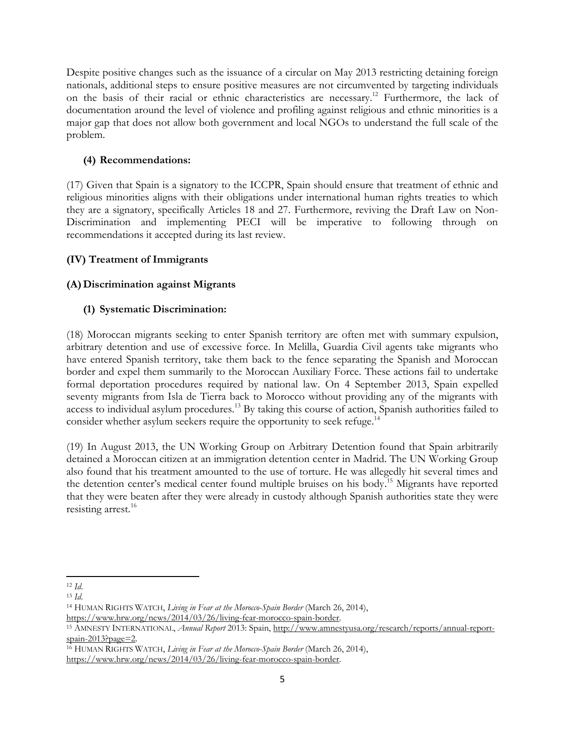Despite positive changes such as the issuance of a circular on May 2013 restricting detaining foreign nationals, additional steps to ensure positive measures are not circumvented by targeting individuals on the basis of their racial or ethnic characteristics are necessary.[12] Furthermore, the lack of documentation around the level of violence and profiling against religious and ethnic minorities is a major gap that does not allow both government and local NGOs to understand the full scale of the problem.

### (4) Recommendations:

(17) Given that Spain is a signatory to the ICCPR, Spain should ensure that treatment of ethnic and religious minorities aligns with their obligations under international human rights treaties to which they are a signatory, specifically Articles 18 and 27. Furthermore, reviving the Draft Law on Non-Discrimination and implementing PECI will be imperative to following through on recommendations it accepted during its last review.

## (IV) Treatment of Immigrants

## (A) Discrimination against Migrants

### (1) Systematic Discrimination:

(18) Moroccan migrants seeking to enter Spanish territory are often met with summary expulsion, arbitrary detention and use of excessive force. In Melilla, Guardia Civil agents take migrants who have entered Spanish territory, take them back to the fence separating the Spanish and Moroccan border and expel them summarily to the Moroccan Auxiliary Force. These actions fail to undertake formal deportation procedures required by national law. On 4 September 2013, Spain expelled seventy migrants from Isla de Tierra back to Morocco without providing any of the migrants with access to individual asylum procedures.[13] By taking this course of action, Spanish authorities failed to consider whether asylum seekers require the opportunity to seek refuge.[14]

(19) In August 2013, the UN Working Group on Arbitrary Detention found that Spain arbitrarily detained a Moroccan citizen at an immigration detention center in Madrid. The UN Working Group also found that his treatment amounted to the use of torture. He was allegedly hit several times and the detention center's medical center found multiple bruises on his body.[15] Migrants have reported that they were beaten after they were already in custody although Spanish authorities state they were resisting arrest.[16]

---

[12] *Id*.

[13] *Id*.

[14] HUMAN RIGHTS WATCH, *Living in Fear at the Morocco-Spain Border* (March 26, 2014), https://www.hrw.org/news/2014/03/26/living-fear-morocco-spain-border.

[15] AMNESTY INTERNATIONAL, *Annual Report* 2013: Spain, http://www.amnestyusa.org/research/reports/annual-report-spain-2013?page=2.

[16] HUMAN RIGHTS WATCH, *Living in Fear at the Morocco-Spain Border* (March 26, 2014), https://www.hrw.org/news/2014/03/26/living-fear-morocco-spain-border.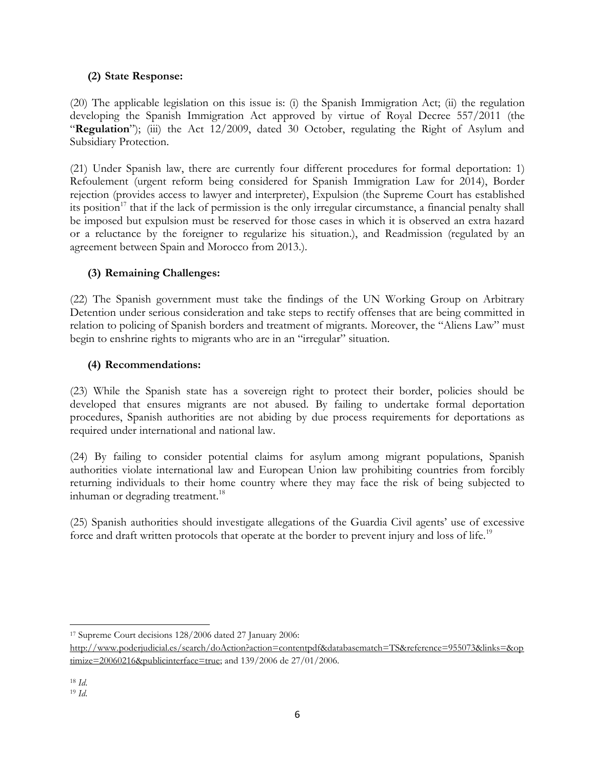### (2) State Response:

(20) The applicable legislation on this issue is: (i) the Spanish Immigration Act; (ii) the regulation developing the Spanish Immigration Act approved by virtue of Royal Decree 557/2011 (the "**Regulation**"); (iii) the Act 12/2009, dated 30 October, regulating the Right of Asylum and Subsidiary Protection.

(21) Under Spanish law, there are currently four different procedures for formal deportation: 1) Refoulement (urgent reform being considered for Spanish Immigration Law for 2014), Border rejection (provides access to lawyer and interpreter), Expulsion (the Supreme Court has established its position[17] that if the lack of permission is the only irregular circumstance, a financial penalty shall be imposed but expulsion must be reserved for those cases in which it is observed an extra hazard or a reluctance by the foreigner to regularize his situation.), and Readmission (regulated by an agreement between Spain and Morocco from 2013.).

### (3) Remaining Challenges:

(22) The Spanish government must take the findings of the UN Working Group on Arbitrary Detention under serious consideration and take steps to rectify offenses that are being committed in relation to policing of Spanish borders and treatment of migrants. Moreover, the "Aliens Law" must begin to enshrine rights to migrants who are in an "irregular" situation.

### (4) Recommendations:

(23) While the Spanish state has a sovereign right to protect their border, policies should be developed that ensures migrants are not abused. By failing to undertake formal deportation procedures, Spanish authorities are not abiding by due process requirements for deportations as required under international and national law.

(24) By failing to consider potential claims for asylum among migrant populations, Spanish authorities violate international law and European Union law prohibiting countries from forcibly returning individuals to their home country where they may face the risk of being subjected to inhuman or degrading treatment.[18]

(25) Spanish authorities should investigate allegations of the Guardia Civil agents' use of excessive force and draft written protocols that operate at the border to prevent injury and loss of life.[19]

---

[17] Supreme Court decisions 128/2006 dated 27 January 2006: http://www.poderjudicial.es/search/doAction?action=contentpdf&databasematch=TS&reference=955073&links=&optimize=20060216&publicinterface=true; and 139/2006 de 27/01/2006.

[18] *Id.*

[19] *Id.*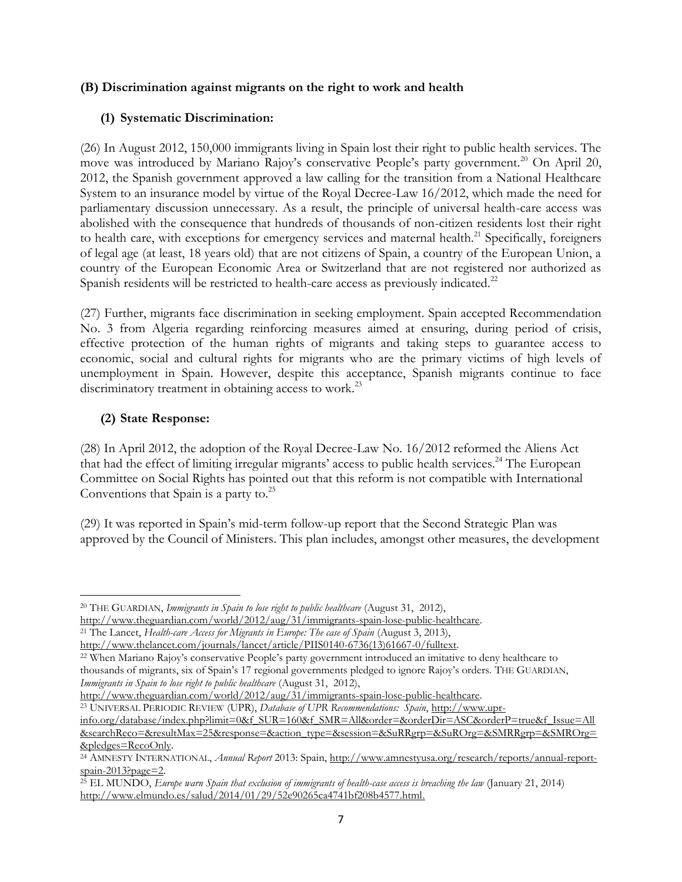### (B) Discrimination against migrants on the right to work and health

#### (1) Systematic Discrimination:

(26) In August 2012, 150,000 immigrants living in Spain lost their right to public health services. The move was introduced by Mariano Rajoy's conservative People's party government.[20] On April 20, 2012, the Spanish government approved a law calling for the transition from a National Healthcare System to an insurance model by virtue of the Royal Decree-Law 16/2012, which made the need for parliamentary discussion unnecessary. As a result, the principle of universal health-care access was abolished with the consequence that hundreds of thousands of non-citizen residents lost their right to health care, with exceptions for emergency services and maternal health.[21] Specifically, foreigners of legal age (at least, 18 years old) that are not citizens of Spain, a country of the European Union, a country of the European Economic Area or Switzerland that are not registered nor authorized as Spanish residents will be restricted to health-care access as previously indicated.[22]

(27) Further, migrants face discrimination in seeking employment. Spain accepted Recommendation No. 3 from Algeria regarding reinforcing measures aimed at ensuring, during period of crisis, effective protection of the human rights of migrants and taking steps to guarantee access to economic, social and cultural rights for migrants who are the primary victims of high levels of unemployment in Spain. However, despite this acceptance, Spanish migrants continue to face discriminatory treatment in obtaining access to work.[23]

#### (2) State Response:

(28) In April 2012, the adoption of the Royal Decree-Law No. 16/2012 reformed the Aliens Act that had the effect of limiting irregular migrants' access to public health services.[24] The European Committee on Social Rights has pointed out that this reform is not compatible with International Conventions that Spain is a party to.[25]

(29) It was reported in Spain's mid-term follow-up report that the Second Strategic Plan was approved by the Council of Ministers. This plan includes, amongst other measures, the development

---

[20] THE GUARDIAN, *Immigrants in Spain to lose right to public healthcare* (August 31, 2012), http://www.theguardian.com/world/2012/aug/31/immigrants-spain-lose-public-healthcare.

[21] The Lancet, *Health-care Access for Migrants in Europe: The case of Spain* (August 3, 2013), http://www.thelancet.com/journals/lancet/article/PIIS0140-6736(13)61667-0/fulltext.

[22] When Mariano Rajoy's conservative People's party government introduced an imitative to deny healthcare to thousands of migrants, six of Spain's 17 regional governments pledged to ignore Rajoy's orders. THE GUARDIAN, *Immigrants in Spain to lose right to public healthcare* (August 31, 2012), http://www.theguardian.com/world/2012/aug/31/immigrants-spain-lose-public-healthcare.

[23] UNIVERSAL PERIODIC REVIEW (UPR), *Database of UPR Recommendations: Spain*, http://www.upr-info.org/database/index.php?limit=0&f_SUR=160&f_SMR=All&order=&orderDir=ASC&orderP=true&f_Issue=All&searchReco=&resultMax=25&response=&action_type=&session=&SuRRgrp=&SuROrg=&SMRRgrp=&SMROrg=&pledges=RecoOnly.

[24] AMNESTY INTERNATIONAL, *Annual Report* 2013: Spain, http://www.amnestyusa.org/research/reports/annual-report-spain-2013?page=2.

[25] EL MUNDO, *Europe warn Spain that exclusion of immigrants of health-case access is breaching the law* (January 21, 2014) http://www.elmundo.es/salud/2014/01/29/52e90265ca4741bf208b4577.html.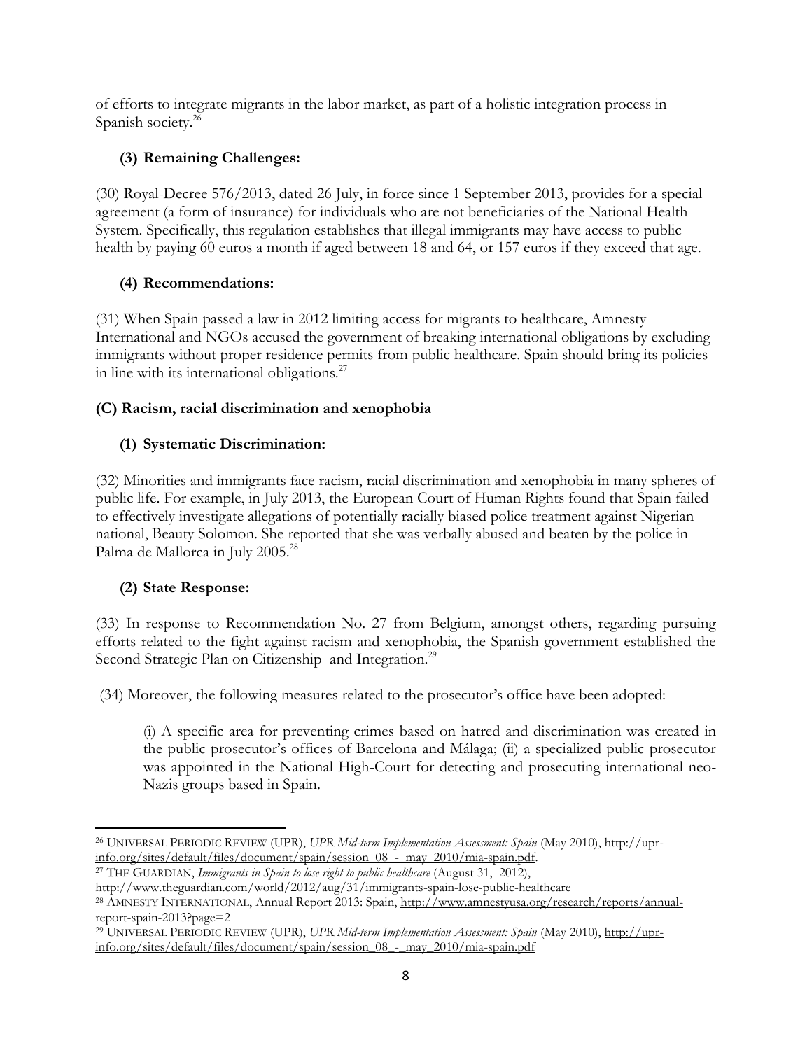of efforts to integrate migrants in the labor market, as part of a holistic integration process in Spanish society.[26]

### (3) Remaining Challenges:

(30) Royal-Decree 576/2013, dated 26 July, in force since 1 September 2013, provides for a special agreement (a form of insurance) for individuals who are not beneficiaries of the National Health System. Specifically, this regulation establishes that illegal immigrants may have access to public health by paying 60 euros a month if aged between 18 and 64, or 157 euros if they exceed that age.

### (4) Recommendations:

(31) When Spain passed a law in 2012 limiting access for migrants to healthcare, Amnesty International and NGOs accused the government of breaking international obligations by excluding immigrants without proper residence permits from public healthcare. Spain should bring its policies in line with its international obligations.[27]

## (C) Racism, racial discrimination and xenophobia

### (1) Systematic Discrimination:

(32) Minorities and immigrants face racism, racial discrimination and xenophobia in many spheres of public life. For example, in July 2013, the European Court of Human Rights found that Spain failed to effectively investigate allegations of potentially racially biased police treatment against Nigerian national, Beauty Solomon. She reported that she was verbally abused and beaten by the police in Palma de Mallorca in July 2005.[28]

### (2) State Response:

(33) In response to Recommendation No. 27 from Belgium, amongst others, regarding pursuing efforts related to the fight against racism and xenophobia, the Spanish government established the Second Strategic Plan on Citizenship and Integration.[29]

(34) Moreover, the following measures related to the prosecutor's office have been adopted:

> (i) A specific area for preventing crimes based on hatred and discrimination was created in the public prosecutor's offices of Barcelona and Málaga; (ii) a specialized public prosecutor was appointed in the National High-Court for detecting and prosecuting international neo-Nazis groups based in Spain.

---

[26] UNIVERSAL PERIODIC REVIEW (UPR), *UPR Mid-term Implementation Assessment: Spain* (May 2010), http://upr-info.org/sites/default/files/document/spain/session_08_-_may_2010/mia-spain.pdf.

[27] THE GUARDIAN, *Immigrants in Spain to lose right to public healthcare* (August 31, 2012), http://www.theguardian.com/world/2012/aug/31/immigrants-spain-lose-public-healthcare

[28] AMNESTY INTERNATIONAL, Annual Report 2013: Spain, http://www.amnestyusa.org/research/reports/annual-report-spain-2013?page=2

[29] UNIVERSAL PERIODIC REVIEW (UPR), *UPR Mid-term Implementation Assessment: Spain* (May 2010), http://upr-info.org/sites/default/files/document/spain/session_08_-_may_2010/mia-spain.pdf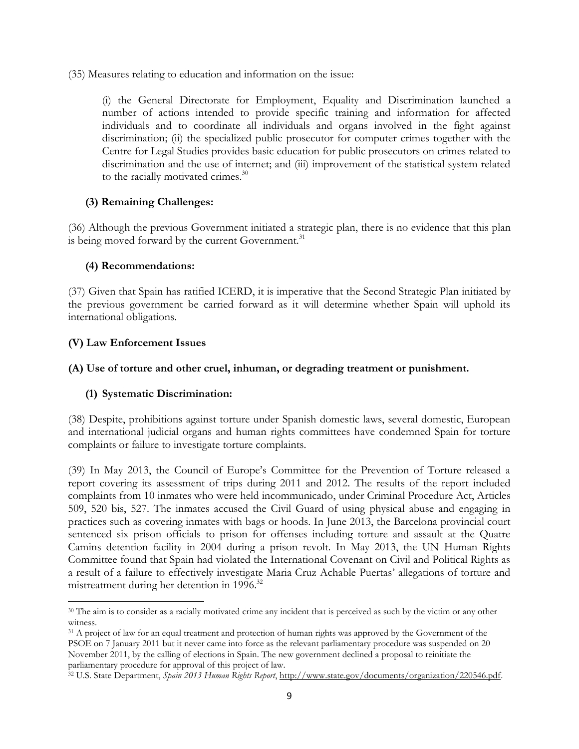(35) Measures relating to education and information on the issue:

> (i) the General Directorate for Employment, Equality and Discrimination launched a number of actions intended to provide specific training and information for affected individuals and to coordinate all individuals and organs involved in the fight against discrimination; (ii) the specialized public prosecutor for computer crimes together with the Centre for Legal Studies provides basic education for public prosecutors on crimes related to discrimination and the use of internet; and (iii) improvement of the statistical system related to the racially motivated crimes.[30]

### (3) Remaining Challenges:

(36) Although the previous Government initiated a strategic plan, there is no evidence that this plan is being moved forward by the current Government.[31]

### (4) Recommendations:

(37) Given that Spain has ratified ICERD, it is imperative that the Second Strategic Plan initiated by the previous government be carried forward as it will determine whether Spain will uphold its international obligations.

## (V) Law Enforcement Issues

### (A) Use of torture and other cruel, inhuman, or degrading treatment or punishment.

#### (1) Systematic Discrimination:

(38) Despite, prohibitions against torture under Spanish domestic laws, several domestic, European and international judicial organs and human rights committees have condemned Spain for torture complaints or failure to investigate torture complaints.

(39) In May 2013, the Council of Europe's Committee for the Prevention of Torture released a report covering its assessment of trips during 2011 and 2012. The results of the report included complaints from 10 inmates who were held incommunicado, under Criminal Procedure Act, Articles 509, 520 bis, 527. The inmates accused the Civil Guard of using physical abuse and engaging in practices such as covering inmates with bags or hoods. In June 2013, the Barcelona provincial court sentenced six prison officials to prison for offenses including torture and assault at the Quatre Camins detention facility in 2004 during a prison revolt. In May 2013, the UN Human Rights Committee found that Spain had violated the International Covenant on Civil and Political Rights as a result of a failure to effectively investigate Maria Cruz Achable Puertas' allegations of torture and mistreatment during her detention in 1996.[32]

---

[30] The aim is to consider as a racially motivated crime any incident that is perceived as such by the victim or any other witness.

[31] A project of law for an equal treatment and protection of human rights was approved by the Government of the PSOE on 7 January 2011 but it never came into force as the relevant parliamentary procedure was suspended on 20 November 2011, by the calling of elections in Spain. The new government declined a proposal to reinitiate the parliamentary procedure for approval of this project of law.

[32] U.S. State Department, *Spain 2013 Human Rights Report*, http://www.state.gov/documents/organization/220546.pdf.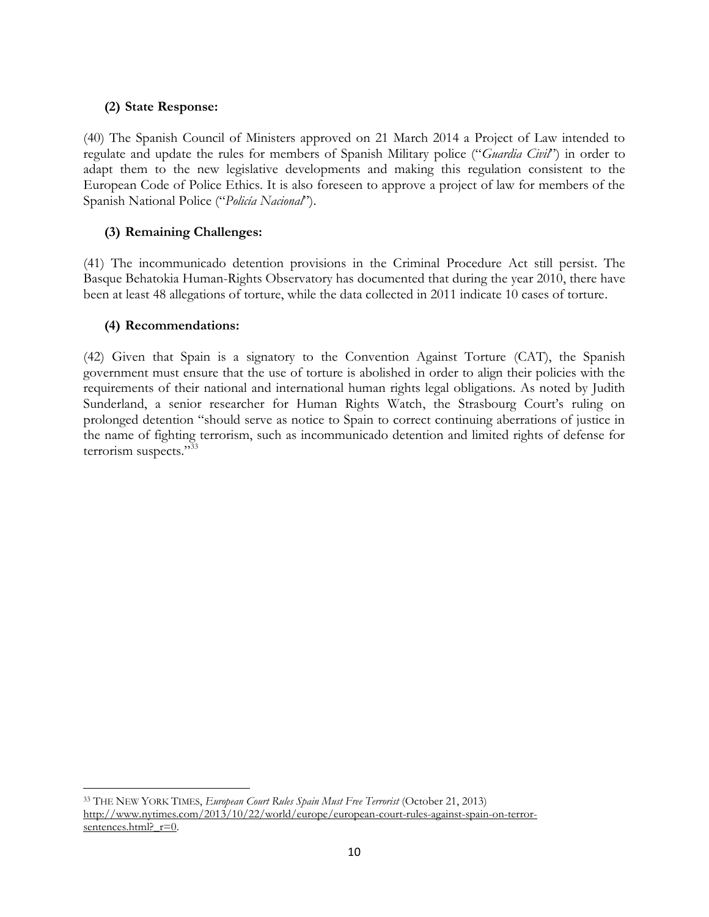### (2) State Response:

(40) The Spanish Council of Ministers approved on 21 March 2014 a Project of Law intended to regulate and update the rules for members of Spanish Military police ("*Guardia Civil*") in order to adapt them to the new legislative developments and making this regulation consistent to the European Code of Police Ethics. It is also foreseen to approve a project of law for members of the Spanish National Police ("*Policía Nacional*").

### (3) Remaining Challenges:

(41) The incommunicado detention provisions in the Criminal Procedure Act still persist. The Basque Behatokia Human-Rights Observatory has documented that during the year 2010, there have been at least 48 allegations of torture, while the data collected in 2011 indicate 10 cases of torture.

### (4) Recommendations:

(42) Given that Spain is a signatory to the Convention Against Torture (CAT), the Spanish government must ensure that the use of torture is abolished in order to align their policies with the requirements of their national and international human rights legal obligations. As noted by Judith Sunderland, a senior researcher for Human Rights Watch, the Strasbourg Court's ruling on prolonged detention "should serve as notice to Spain to correct continuing aberrations of justice in the name of fighting terrorism, such as incommunicado detention and limited rights of defense for terrorism suspects."[33]

---

[33] THE NEW YORK TIMES, *European Court Rules Spain Must Free Terrorist* (October 21, 2013) http://www.nytimes.com/2013/10/22/world/europe/european-court-rules-against-spain-on-terror-sentences.html?_r=0.